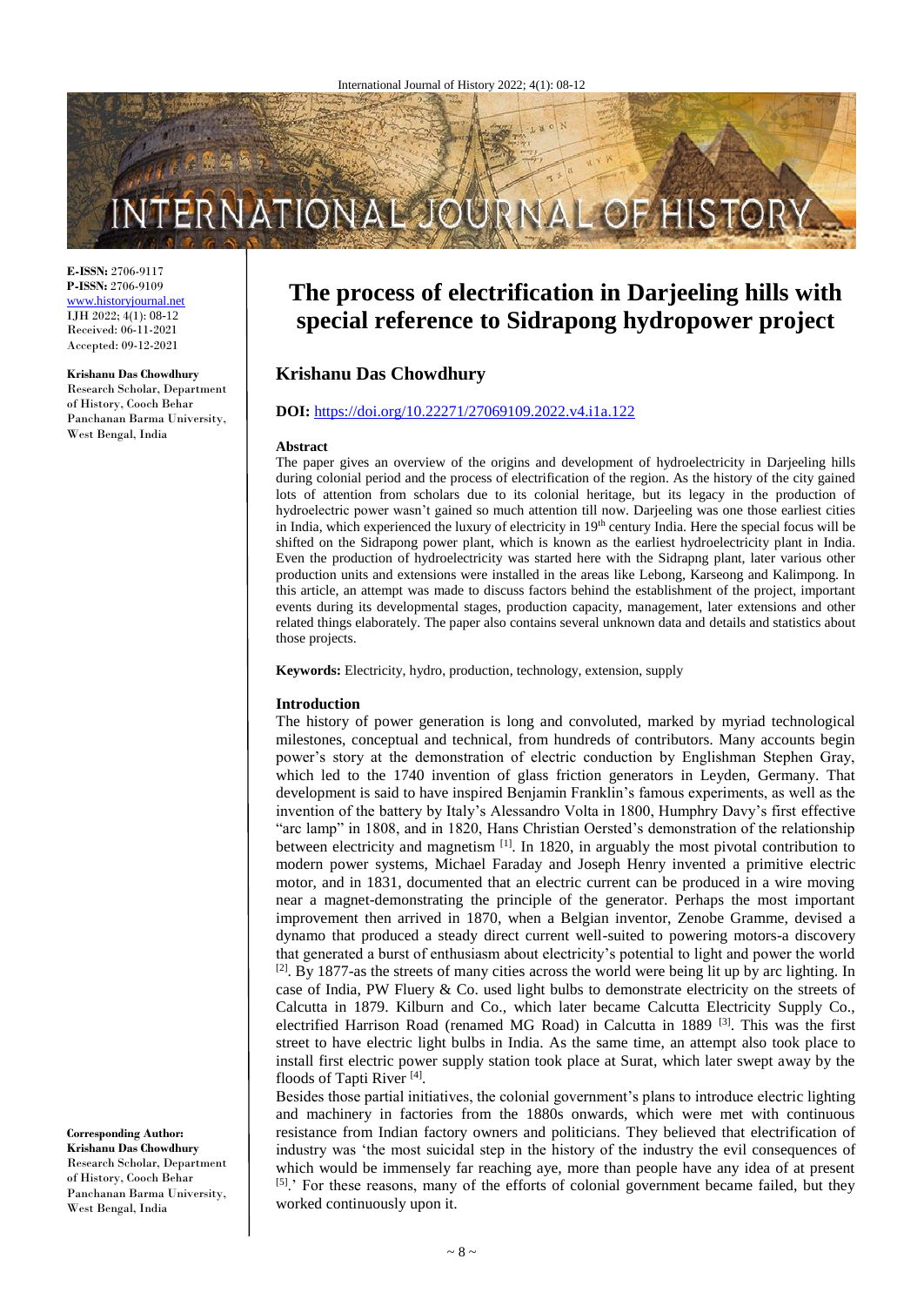# The process of electrification in Darjeeling hills with special reference to Sidrapong hydropower project

**Krishanu Das Chowdhury**

E-ISSN: 2706-9117
P-ISSN: 2706-9109
www.historyjournal.net
IJH 2022; 4(1): 08-12
Received: 06-11-2021
Accepted: 09-12-2021

**Krishanu Das Chowdhury**
Research Scholar, Department of History, Cooch Behar Panchanan Barma University, West Bengal, India

**Corresponding Author:**
**Krishanu Das Chowdhury**
Research Scholar, Department of History, Cooch Behar Panchanan Barma University, West Bengal, India

**DOI:** https://doi.org/10.22271/27069109.2022.v4.i1a.122

### Abstract

The paper gives an overview of the origins and development of hydroelectricity in Darjeeling hills during colonial period and the process of electrification of the region. As the history of the city gained lots of attention from scholars due to its colonial heritage, but its legacy in the production of hydroelectric power wasn't gained so much attention till now. Darjeeling was one those earliest cities in India, which experienced the luxury of electricity in 19th century India. Here the special focus will be shifted on the Sidrapong power plant, which is known as the earliest hydroelectricity plant in India. Even the production of hydroelectricity was started here with the Sidrapng plant, later various other production units and extensions were installed in the areas like Lebong, Karseong and Kalimpong. In this article, an attempt was made to discuss factors behind the establishment of the project, important events during its developmental stages, production capacity, management, later extensions and other related things elaborately. The paper also contains several unknown data and details and statistics about those projects.

**Keywords:** Electricity, hydro, production, technology, extension, supply

### Introduction

The history of power generation is long and convoluted, marked by myriad technological milestones, conceptual and technical, from hundreds of contributors. Many accounts begin power's story at the demonstration of electric conduction by Englishman Stephen Gray, which led to the 1740 invention of glass friction generators in Leyden, Germany. That development is said to have inspired Benjamin Franklin's famous experiments, as well as the invention of the battery by Italy's Alessandro Volta in 1800, Humphry Davy's first effective "arc lamp" in 1808, and in 1820, Hans Christian Oersted's demonstration of the relationship between electricity and magnetism [1]. In 1820, in arguably the most pivotal contribution to modern power systems, Michael Faraday and Joseph Henry invented a primitive electric motor, and in 1831, documented that an electric current can be produced in a wire moving near a magnet-demonstrating the principle of the generator. Perhaps the most important improvement then arrived in 1870, when a Belgian inventor, Zenobe Gramme, devised a dynamo that produced a steady direct current well-suited to powering motors-a discovery that generated a burst of enthusiasm about electricity's potential to light and power the world [2]. By 1877-as the streets of many cities across the world were being lit up by arc lighting. In case of India, PW Fluery & Co. used light bulbs to demonstrate electricity on the streets of Calcutta in 1879. Kilburn and Co., which later became Calcutta Electricity Supply Co., electrified Harrison Road (renamed MG Road) in Calcutta in 1889 [3]. This was the first street to have electric light bulbs in India. As the same time, an attempt also took place to install first electric power supply station took place at Surat, which later swept away by the floods of Tapti River [4].

Besides those partial initiatives, the colonial government's plans to introduce electric lighting and machinery in factories from the 1880s onwards, which were met with continuous resistance from Indian factory owners and politicians. They believed that electrification of industry was 'the most suicidal step in the history of the industry the evil consequences of which would be immensely far reaching aye, more than people have any idea of at present [5].' For these reasons, many of the efforts of colonial government became failed, but they worked continuously upon it.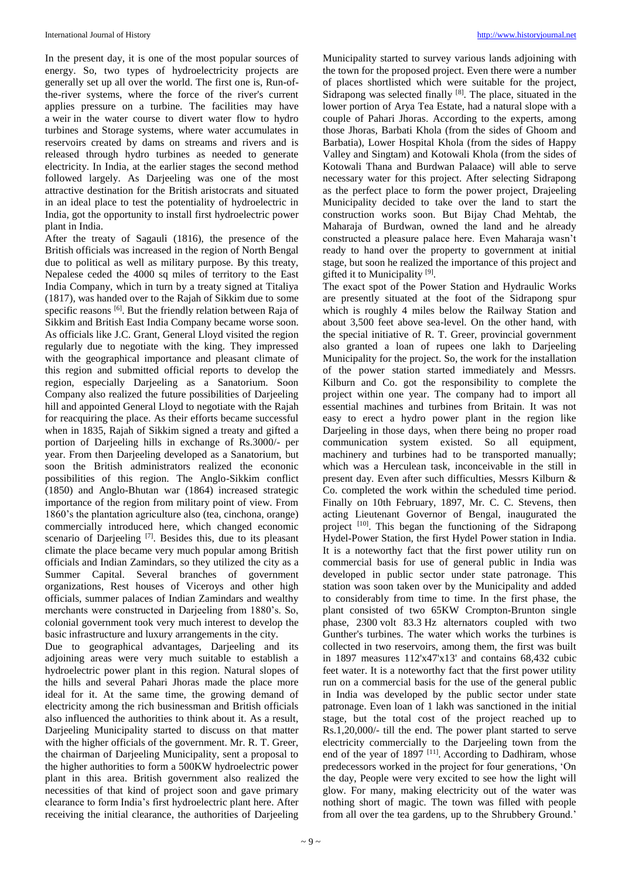In the present day, it is one of the most popular sources of energy. So, two types of hydroelectricity projects are generally set up all over the world. The first one is, Run-of-the-river systems, where the force of the river's current applies pressure on a turbine. The facilities may have a weir in the water course to divert water flow to hydro turbines and Storage systems, where water accumulates in reservoirs created by dams on streams and rivers and is released through hydro turbines as needed to generate electricity. In India, at the earlier stages the second method followed largely. As Darjeeling was one of the most attractive destination for the British aristocrats and situated in an ideal place to test the potentiality of hydroelectric in India, got the opportunity to install first hydroelectric power plant in India.

After the treaty of Sagauli (1816), the presence of the British officials was increased in the region of North Bengal due to political as well as military purpose. By this treaty, Nepalese ceded the 4000 sq miles of territory to the East India Company, which in turn by a treaty signed at Titaliya (1817), was handed over to the Rajah of Sikkim due to some specific reasons [6]. But the friendly relation between Raja of Sikkim and British East India Company became worse soon. As officials like J.C. Grant, General Lloyd visited the region regularly due to negotiate with the king. They impressed with the geographical importance and pleasant climate of this region and submitted official reports to develop the region, especially Darjeeling as a Sanatorium. Soon Company also realized the future possibilities of Darjeeling hill and appointed General Lloyd to negotiate with the Rajah for reacquiring the place. As their efforts became successful when in 1835, Rajah of Sikkim signed a treaty and gifted a portion of Darjeeling hills in exchange of Rs.3000/- per year. From then Darjeeling developed as a Sanatorium, but soon the British administrators realized the econonic possibilities of this region. The Anglo-Sikkim conflict (1850) and Anglo-Bhutan war (1864) increased strategic importance of the region from military point of view. From 1860's the plantation agriculture also (tea, cinchona, orange) commercially introduced here, which changed economic scenario of Darjeeling [7]. Besides this, due to its pleasant climate the place became very much popular among British officials and Indian Zamindars, so they utilized the city as a Summer Capital. Several branches of government organizations, Rest houses of Viceroys and other high officials, summer palaces of Indian Zamindars and wealthy merchants were constructed in Darjeeling from 1880's. So, colonial government took very much interest to develop the basic infrastructure and luxury arrangements in the city.

Due to geographical advantages, Darjeeling and its adjoining areas were very much suitable to establish a hydroelectric power plant in this region. Natural slopes of the hills and several Pahari Jhoras made the place more ideal for it. At the same time, the growing demand of electricity among the rich businessman and British officials also influenced the authorities to think about it. As a result, Darjeeling Municipality started to discuss on that matter with the higher officials of the government. Mr. R. T. Greer, the chairman of Darjeeling Municipality, sent a proposal to the higher authorities to form a 500KW hydroelectric power plant in this area. British government also realized the necessities of that kind of project soon and gave primary clearance to form India's first hydroelectric plant here. After receiving the initial clearance, the authorities of Darjeeling Municipality started to survey various lands adjoining with the town for the proposed project. Even there were a number of places shortlisted which were suitable for the project, Sidrapong was selected finally [8]. The place, situated in the lower portion of Arya Tea Estate, had a natural slope with a couple of Pahari Jhoras. According to the experts, among those Jhoras, Barbati Khola (from the sides of Ghoom and Barbatia), Lower Hospital Khola (from the sides of Happy Valley and Singtam) and Kotowali Khola (from the sides of Kotowali Thana and Burdwan Palaace) will able to serve necessary water for this project. After selecting Sidrapong as the perfect place to form the power project, Drajeeling Municipality decided to take over the land to start the construction works soon. But Bijay Chad Mehtab, the Maharaja of Burdwan, owned the land and he already constructed a pleasure palace here. Even Maharaja wasn't ready to hand over the property to government at initial stage, but soon he realized the importance of this project and gifted it to Municipality [9].

The exact spot of the Power Station and Hydraulic Works are presently situated at the foot of the Sidrapong spur which is roughly 4 miles below the Railway Station and about 3,500 feet above sea-level. On the other hand, with the special initiative of R. T. Greer, provincial government also granted a loan of rupees one lakh to Darjeeling Municipality for the project. So, the work for the installation of the power station started immediately and Messrs. Kilburn and Co. got the responsibility to complete the project within one year. The company had to import all essential machines and turbines from Britain. It was not easy to erect a hydro power plant in the region like Darjeeling in those days, when there being no proper road communication system existed. So all equipment, machinery and turbines had to be transported manually; which was a Herculean task, inconceivable in the still in present day. Even after such difficulties, Messrs Kilburn & Co. completed the work within the scheduled time period. Finally on 10th February, 1897, Mr. C. C. Stevens, then acting Lieutenant Governor of Bengal, inaugurated the project [10]. This began the functioning of the Sidrapong Hydel-Power Station, the first Hydel Power station in India. It is a noteworthy fact that the first power utility run on commercial basis for use of general public in India was developed in public sector under state patronage. This station was soon taken over by the Municipality and added to considerably from time to time. In the first phase, the plant consisted of two 65KW Crompton-Brunton single phase, 2300 volt 83.3 Hz alternators coupled with two Gunther's turbines. The water which works the turbines is collected in two reservoirs, among them, the first was built in 1897 measures 112'x47'x13' and contains 68,432 cubic feet water. It is a noteworthy fact that the first power utility run on a commercial basis for the use of the general public in India was developed by the public sector under state patronage. Even loan of 1 lakh was sanctioned in the initial stage, but the total cost of the project reached up to Rs.1,20,000/- till the end. The power plant started to serve electricity commercially to the Darjeeling town from the end of the year of 1897 [11]. According to Dadhiram, whose predecessors worked in the project for four generations, 'On the day, People were very excited to see how the light will glow. For many, making electricity out of the water was nothing short of magic. The town was filled with people from all over the tea gardens, up to the Shrubbery Ground.'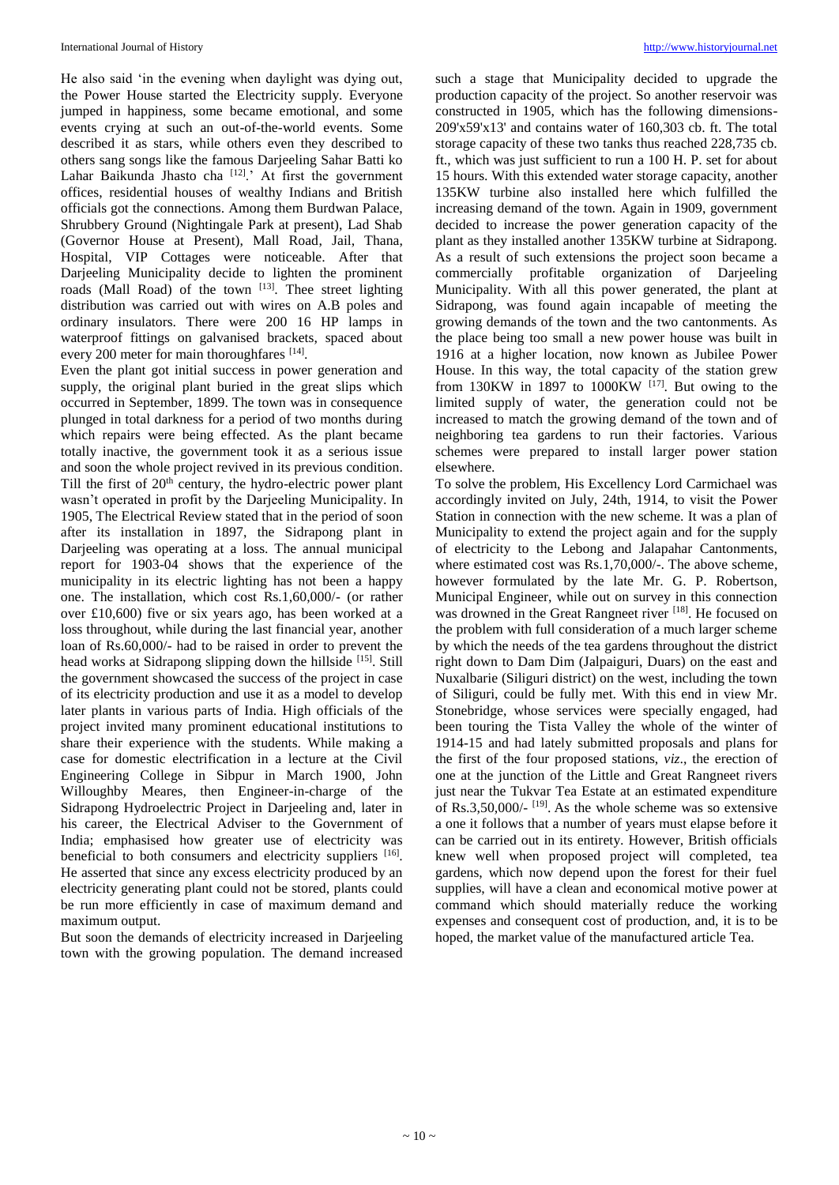He also said 'in the evening when daylight was dying out, the Power House started the Electricity supply. Everyone jumped in happiness, some became emotional, and some events crying at such an out-of-the-world events. Some described it as stars, while others even they described to others sang songs like the famous Darjeeling Sahar Batti ko Lahar Baikunda Jhasto cha [12].' At first the government offices, residential houses of wealthy Indians and British officials got the connections. Among them Burdwan Palace, Shrubbery Ground (Nightingale Park at present), Lad Shab (Governor House at Present), Mall Road, Jail, Thana, Hospital, VIP Cottages were noticeable. After that Darjeeling Municipality decide to lighten the prominent roads (Mall Road) of the town [13]. Thee street lighting distribution was carried out with wires on A.B poles and ordinary insulators. There were 200 16 HP lamps in waterproof fittings on galvanised brackets, spaced about every 200 meter for main thoroughfares [14].

Even the plant got initial success in power generation and supply, the original plant buried in the great slips which occurred in September, 1899. The town was in consequence plunged in total darkness for a period of two months during which repairs were being effected. As the plant became totally inactive, the government took it as a serious issue and soon the whole project revived in its previous condition. Till the first of 20th century, the hydro-electric power plant wasn't operated in profit by the Darjeeling Municipality. In 1905, The Electrical Review stated that in the period of soon after its installation in 1897, the Sidrapong plant in Darjeeling was operating at a loss. The annual municipal report for 1903-04 shows that the experience of the municipality in its electric lighting has not been a happy one. The installation, which cost Rs.1,60,000/- (or rather over £10,600) five or six years ago, has been worked at a loss throughout, while during the last financial year, another loan of Rs.60,000/- had to be raised in order to prevent the head works at Sidrapong slipping down the hillside [15]. Still the government showcased the success of the project in case of its electricity production and use it as a model to develop later plants in various parts of India. High officials of the project invited many prominent educational institutions to share their experience with the students. While making a case for domestic electrification in a lecture at the Civil Engineering College in Sibpur in March 1900, John Willoughby Meares, then Engineer-in-charge of the Sidrapong Hydroelectric Project in Darjeeling and, later in his career, the Electrical Adviser to the Government of India; emphasised how greater use of electricity was beneficial to both consumers and electricity suppliers [16]. He asserted that since any excess electricity produced by an electricity generating plant could not be stored, plants could be run more efficiently in case of maximum demand and maximum output.

But soon the demands of electricity increased in Darjeeling town with the growing population. The demand increased such a stage that Municipality decided to upgrade the production capacity of the project. So another reservoir was constructed in 1905, which has the following dimensions- 209'x59'x13' and contains water of 160,303 cb. ft. The total storage capacity of these two tanks thus reached 228,735 cb. ft., which was just sufficient to run a 100 H. P. set for about 15 hours. With this extended water storage capacity, another 135KW turbine also installed here which fulfilled the increasing demand of the town. Again in 1909, government decided to increase the power generation capacity of the plant as they installed another 135KW turbine at Sidrapong. As a result of such extensions the project soon became a commercially profitable organization of Darjeeling Municipality. With all this power generated, the plant at Sidrapong, was found again incapable of meeting the growing demands of the town and the two cantonments. As the place being too small a new power house was built in 1916 at a higher location, now known as Jubilee Power House. In this way, the total capacity of the station grew from 130KW in 1897 to 1000KW [17]. But owing to the limited supply of water, the generation could not be increased to match the growing demand of the town and of neighboring tea gardens to run their factories. Various schemes were prepared to install larger power station elsewhere.

To solve the problem, His Excellency Lord Carmichael was accordingly invited on July, 24th, 1914, to visit the Power Station in connection with the new scheme. It was a plan of Municipality to extend the project again and for the supply of electricity to the Lebong and Jalapahar Cantonments, where estimated cost was Rs.1,70,000/-. The above scheme, however formulated by the late Mr. G. P. Robertson, Municipal Engineer, while out on survey in this connection was drowned in the Great Rangneet river [18]. He focused on the problem with full consideration of a much larger scheme by which the needs of the tea gardens throughout the district right down to Dam Dim (Jalpaiguri, Duars) on the east and Nuxalbarie (Siliguri district) on the west, including the town of Siliguri, could be fully met. With this end in view Mr. Stonebridge, whose services were specially engaged, had been touring the Tista Valley the whole of the winter of 1914-15 and had lately submitted proposals and plans for the first of the four proposed stations, *viz*., the erection of one at the junction of the Little and Great Rangneet rivers just near the Tukvar Tea Estate at an estimated expenditure of Rs.3,50,000/- [19]. As the whole scheme was so extensive a one it follows that a number of years must elapse before it can be carried out in its entirety. However, British officials knew well when proposed project will completed, tea gardens, which now depend upon the forest for their fuel supplies, will have a clean and economical motive power at command which should materially reduce the working expenses and consequent cost of production, and, it is to be hoped, the market value of the manufactured article Tea.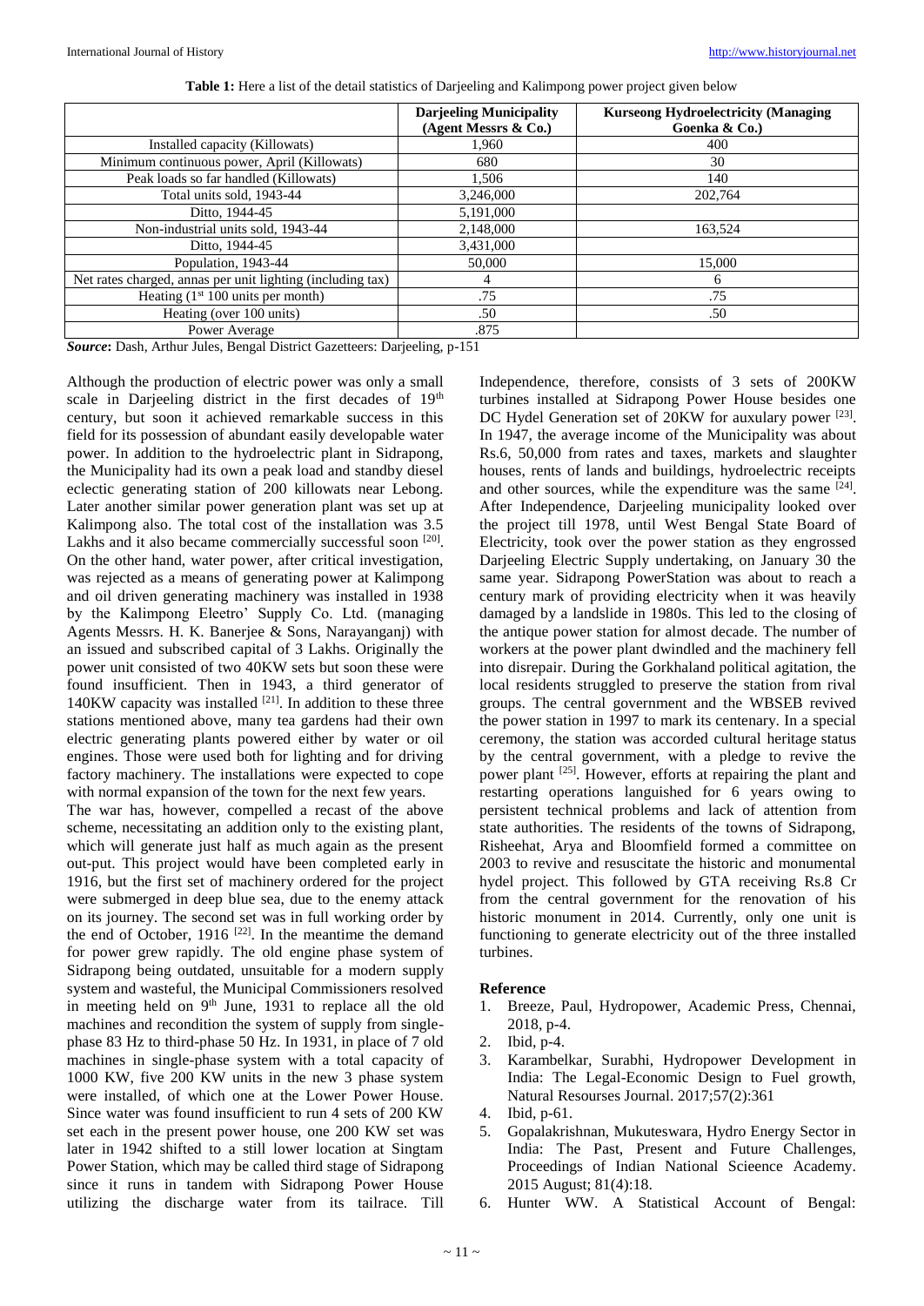**Table 1:** Here a list of the detail statistics of Darjeeling and Kalimpong power project given below

| | Darjeeling Municipality (Agent Messrs & Co.) | Kurseong Hydroelectricity (Managing Goenka & Co.) |
|---|---|---|
| Installed capacity (Killowats) | 1,960 | 400 |
| Minimum continuous power, April (Killowats) | 680 | 30 |
| Peak loads so far handled (Killowats) | 1,506 | 140 |
| Total units sold, 1943-44 | 3,246,000 | 202,764 |
| Ditto, 1944-45 | 5,191,000 | |
| Non-industrial units sold, 1943-44 | 2,148,000 | 163,524 |
| Ditto, 1944-45 | 3,431,000 | |
| Population, 1943-44 | 50,000 | 15,000 |
| Net rates charged, annas per unit lighting (including tax) | 4 | 6 |
| Heating (1st 100 units per month) | .75 | .75 |
| Heating (over 100 units) | .50 | .50 |
| Power Average | .875 | |

***Source*:** Dash, Arthur Jules, Bengal District Gazetteers: Darjeeling, p-151

Although the production of electric power was only a small scale in Darjeeling district in the first decades of 19th century, but soon it achieved remarkable success in this field for its possession of abundant easily developable water power. In addition to the hydroelectric plant in Sidrapong, the Municipality had its own a peak load and standby diesel eclectic generating station of 200 killowats near Lebong. Later another similar power generation plant was set up at Kalimpong also. The total cost of the installation was 3.5 Lakhs and it also became commercially successful soon [20]. On the other hand, water power, after critical investigation, was rejected as a means of generating power at Kalimpong and oil driven generating machinery was installed in 1938 by the Kalimpong Eleetro' Supply Co. Ltd. (managing Agents Messrs. H. K. Banerjee & Sons, Narayanganj) with an issued and subscribed capital of 3 Lakhs. Originally the power unit consisted of two 40KW sets but soon these were found insufficient. Then in 1943, a third generator of 140KW capacity was installed [21]. In addition to these three stations mentioned above, many tea gardens had their own electric generating plants powered either by water or oil engines. Those were used both for lighting and for driving factory machinery. The installations were expected to cope with normal expansion of the town for the next few years.

The war has, however, compelled a recast of the above scheme, necessitating an addition only to the existing plant, which will generate just half as much again as the present out-put. This project would have been completed early in 1916, but the first set of machinery ordered for the project were submerged in deep blue sea, due to the enemy attack on its journey. The second set was in full working order by the end of October, 1916 [22]. In the meantime the demand for power grew rapidly. The old engine phase system of Sidrapong being outdated, unsuitable for a modern supply system and wasteful, the Municipal Commissioners resolved in meeting held on 9th June, 1931 to replace all the old machines and recondition the system of supply from single-phase 83 Hz to third-phase 50 Hz. In 1931, in place of 7 old machines in single-phase system with a total capacity of 1000 KW, five 200 KW units in the new 3 phase system were installed, of which one at the Lower Power House. Since water was found insufficient to run 4 sets of 200 KW set each in the present power house, one 200 KW set was later in 1942 shifted to a still lower location at Singtam Power Station, which may be called third stage of Sidrapong since it runs in tandem with Sidrapong Power House utilizing the discharge water from its tailrace. Till Independence, therefore, consists of 3 sets of 200KW turbines installed at Sidrapong Power House besides one DC Hydel Generation set of 20KW for auxulary power [23]. In 1947, the average income of the Municipality was about Rs.6, 50,000 from rates and taxes, markets and slaughter houses, rents of lands and buildings, hydroelectric receipts and other sources, while the expenditure was the same [24]. After Independence, Darjeeling municipality looked over the project till 1978, until West Bengal State Board of Electricity, took over the power station as they engrossed Darjeeling Electric Supply undertaking, on January 30 the same year. Sidrapong PowerStation was about to reach a century mark of providing electricity when it was heavily damaged by a landslide in 1980s. This led to the closing of the antique power station for almost decade. The number of workers at the power plant dwindled and the machinery fell into disrepair. During the Gorkhaland political agitation, the local residents struggled to preserve the station from rival groups. The central government and the WBSEB revived the power station in 1997 to mark its centenary. In a special ceremony, the station was accorded cultural heritage status by the central government, with a pledge to revive the power plant [25]. However, efforts at repairing the plant and restarting operations languished for 6 years owing to persistent technical problems and lack of attention from state authorities. The residents of the towns of Sidrapong, Risheehat, Arya and Bloomfield formed a committee on 2003 to revive and resuscitate the historic and monumental hydel project. This followed by GTA receiving Rs.8 Cr from the central government for the renovation of his historic monument in 2014. Currently, only one unit is functioning to generate electricity out of the three installed turbines.

## Reference

1. Breeze, Paul, Hydropower, Academic Press, Chennai, 2018, p-4.
2. Ibid, p-4.
3. Karambelkar, Surabhi, Hydropower Development in India: The Legal-Economic Design to Fuel growth, Natural Resourses Journal. 2017;57(2):361
4. Ibid, p-61.
5. Gopalakrishnan, Mukuteswara, Hydro Energy Sector in India: The Past, Present and Future Challenges, Proceedings of Indian National Scieence Academy. 2015 August; 81(4):18.
6. Hunter WW. A Statistical Account of Bengal: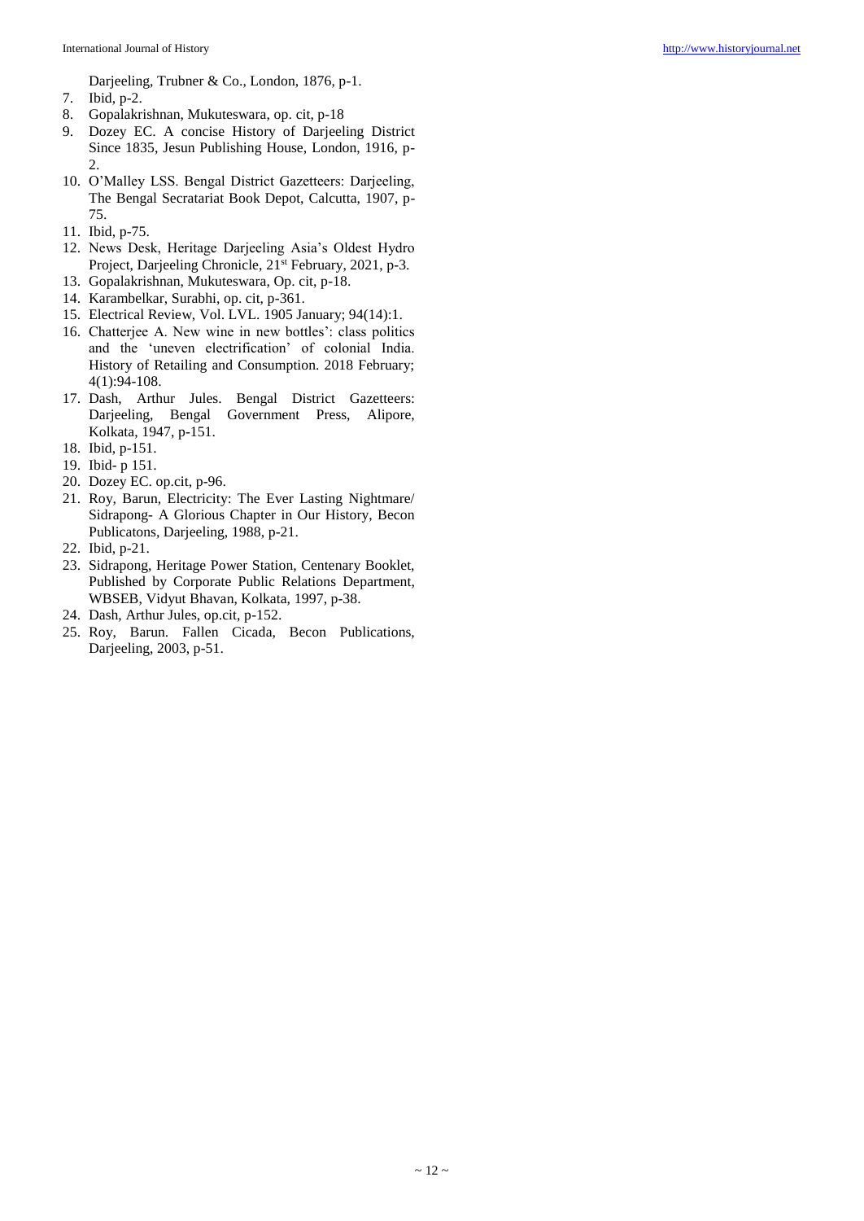Darjeeling, Trubner & Co., London, 1876, p-1.

7. Ibid, p-2.
8. Gopalakrishnan, Mukuteswara, op. cit, p-18
9. Dozey EC. A concise History of Darjeeling District Since 1835, Jesun Publishing House, London, 1916, p-2.
10. O'Malley LSS. Bengal District Gazetteers: Darjeeling, The Bengal Secratariat Book Depot, Calcutta, 1907, p-75.
11. Ibid, p-75.
12. News Desk, Heritage Darjeeling Asia's Oldest Hydro Project, Darjeeling Chronicle, 21st February, 2021, p-3.
13. Gopalakrishnan, Mukuteswara, Op. cit, p-18.
14. Karambelkar, Surabhi, op. cit, p-361.
15. Electrical Review, Vol. LVL. 1905 January; 94(14):1.
16. Chatterjee A. New wine in new bottles': class politics and the 'uneven electrification' of colonial India. History of Retailing and Consumption. 2018 February; 4(1):94-108.
17. Dash, Arthur Jules. Bengal District Gazetteers: Darjeeling, Bengal Government Press, Alipore, Kolkata, 1947, p-151.
18. Ibid, p-151.
19. Ibid- p 151.
20. Dozey EC. op.cit, p-96.
21. Roy, Barun, Electricity: The Ever Lasting Nightmare/ Sidrapong- A Glorious Chapter in Our History, Becon Publicatons, Darjeeling, 1988, p-21.
22. Ibid, p-21.
23. Sidrapong, Heritage Power Station, Centenary Booklet, Published by Corporate Public Relations Department, WBSEB, Vidyut Bhavan, Kolkata, 1997, p-38.
24. Dash, Arthur Jules, op.cit, p-152.
25. Roy, Barun. Fallen Cicada, Becon Publications, Darjeeling, 2003, p-51.